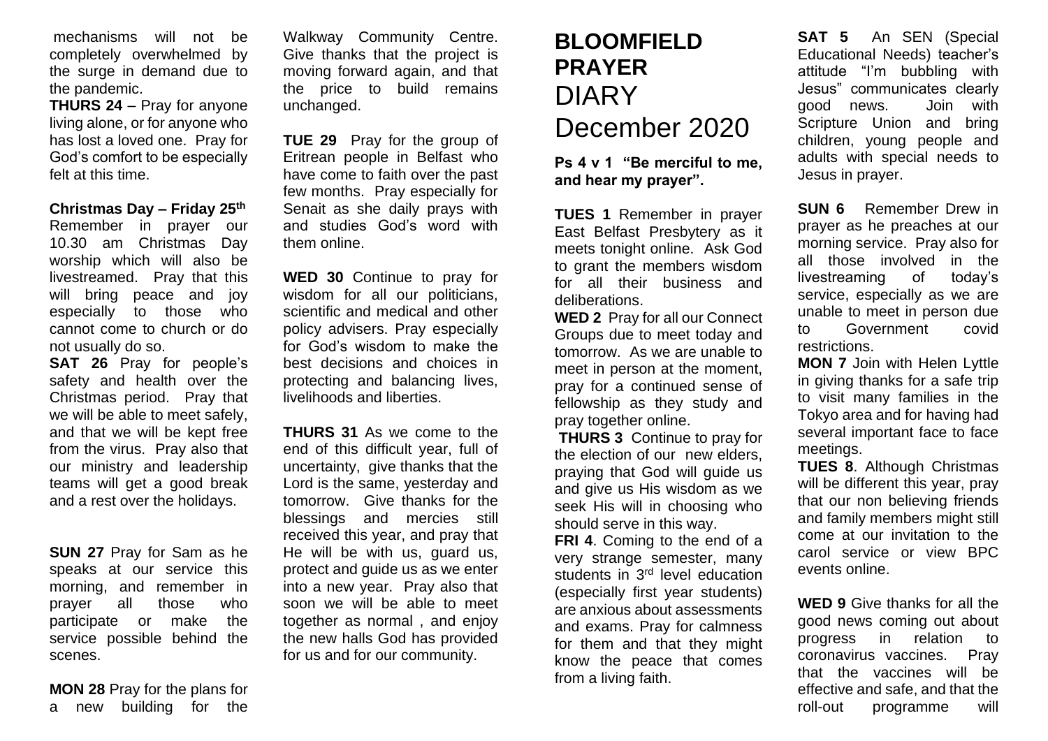mechanisms will not be completely overwhelmed by the surge in demand due to the pandemic.

**THURS 24** – Pray for anyone living alone, or for anyone who has lost a loved one. Pray for God's comfort to be especially felt at this time.

**Christmas Day – Friday 25th** Remember in prayer our 10.30 am Christmas Day worship which will also be livestreamed. Pray that this will bring peace and joy especially to those who cannot come to church or do not usually do so.

**SAT 26** Pray for people's safety and health over the Christmas period. Pray that we will be able to meet safely, and that we will be kept free from the virus. Pray also that our ministry and leadership teams will get a good break and a rest over the holidays.

**SUN 27** Pray for Sam as he speaks at our service this morning, and remember in prayer all those who participate or make the service possible behind the scenes.

**MON 28** Pray for the plans for a new building for the Walkway Community Centre. Give thanks that the project is moving forward again, and that the price to build remains unchanged.

**TUE 29** Pray for the group of Eritrean people in Belfast who have come to faith over the past few months. Pray especially for Senait as she daily prays with and studies God's word with them online.

**WED 30** Continue to pray for wisdom for all our politicians, scientific and medical and other policy advisers. Pray especially for God's wisdom to make the best decisions and choices in protecting and balancing lives, livelihoods and liberties.

**THURS 31** As we come to the end of this difficult year, full of uncertainty, give thanks that the Lord is the same, yesterday and tomorrow. Give thanks for the blessings and mercies still received this year, and pray that He will be with us, guard us, protect and guide us as we enter into a new year. Pray also that soon we will be able to meet together as normal , and enjoy the new halls God has provided for us and for our community.

# BLOOMFIELD PRAYER DIARY December 2020

**Ps 4 v 1 "Be merciful to me, and hear my prayer".**

**TUES 1** Remember in prayer East Belfast Presbytery as it meets tonight online. Ask God to grant the members wisdom for all their business and deliberations.

**WED 2** Pray for all our Connect Groups due to meet today and tomorrow. As we are unable to meet in person at the moment, pray for a continued sense of fellowship as they study and pray together online.

**THURS 3** Continue to pray for the election of our new elders, praying that God will guide us and give us His wisdom as we seek His will in choosing who should serve in this way.

**FRI 4**. Coming to the end of a very strange semester, many students in 3rd level education (especially first year students) are anxious about assessments and exams. Pray for calmness for them and that they might know the peace that comes from a living faith.

**SAT 5** An SEN (Special Educational Needs) teacher's attitude "I'm bubbling with Jesus" communicates clearly good news. Join with Scripture Union and bring children, young people and adults with special needs to Jesus in prayer.

**SUN 6** Remember Drew in prayer as he preaches at our morning service. Pray also for all those involved in the livestreaming of today's service, especially as we are unable to meet in person due to Government covid restrictions.

**MON 7** Join with Helen Lyttle in giving thanks for a safe trip to visit many families in the Tokyo area and for having had several important face to face meetings.

**TUES 8**. Although Christmas will be different this year, pray that our non believing friends and family members might still come at our invitation to the carol service or view BPC events online.

**WED 9** Give thanks for all the good news coming out about progress in relation to coronavirus vaccines. Pray that the vaccines will be effective and safe, and that the roll-out programme will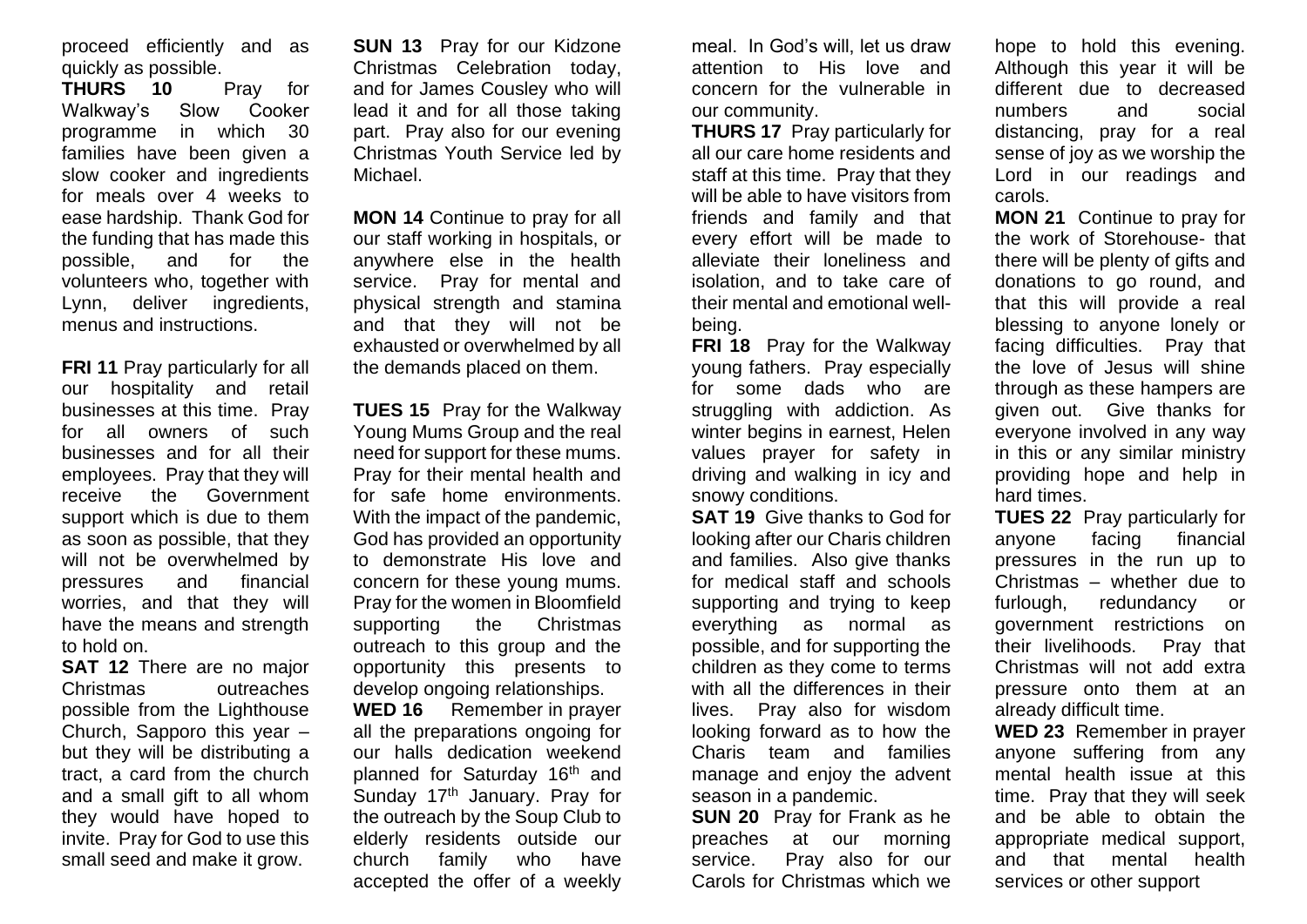proceed efficiently and as quickly as possible.

**THURS 10** Pray for Walkway's Slow Cooker programme in which 30 families have been given a slow cooker and ingredients for meals over 4 weeks to ease hardship. Thank God for the funding that has made this possible, and for the volunteers who, together with Lynn, deliver ingredients, menus and instructions.

**FRI 11** Pray particularly for all our hospitality and retail businesses at this time. Pray for all owners of such businesses and for all their employees. Pray that they will receive the Government support which is due to them as soon as possible, that they will not be overwhelmed by pressures and financial worries, and that they will have the means and strength to hold on.

**SAT 12** There are no major Christmas outreaches possible from the Lighthouse Church, Sapporo this year – but they will be distributing a tract, a card from the church and a small gift to all whom they would have hoped to invite. Pray for God to use this small seed and make it grow.

**SUN 13** Pray for our Kidzone Christmas Celebration today, and for James Cousley who will lead it and for all those taking part. Pray also for our evening Christmas Youth Service led by Michael.

**MON 14** Continue to pray for all our staff working in hospitals, or anywhere else in the health service. Pray for mental and physical strength and stamina and that they will not be exhausted or overwhelmed by all the demands placed on them.

**TUES 15** Pray for the Walkway Young Mums Group and the real need for support for these mums. Pray for their mental health and for safe home environments. With the impact of the pandemic, God has provided an opportunity to demonstrate His love and concern for these young mums. Pray for the women in Bloomfield supporting the Christmas outreach to this group and the opportunity this presents to develop ongoing relationships.

**WED 16** Remember in prayer all the preparations ongoing for our halls dedication weekend planned for Saturday 16th and Sunday 17th January. Pray for the outreach by the Soup Club to elderly residents outside our church family who have accepted the offer of a weekly meal. In God's will, let us draw attention to His love and concern for the vulnerable in our community.

**THURS 17** Pray particularly for all our care home residents and staff at this time. Pray that they will be able to have visitors from friends and family and that every effort will be made to alleviate their loneliness and isolation, and to take care of their mental and emotional well-being.

**FRI 18** Pray for the Walkway young fathers. Pray especially for some dads who are struggling with addiction. As winter begins in earnest, Helen values prayer for safety in driving and walking in icy and snowy conditions.

**SAT 19** Give thanks to God for looking after our Charis children and families. Also give thanks for medical staff and schools supporting and trying to keep everything as normal as possible, and for supporting the children as they come to terms with all the differences in their lives. Pray also for wisdom looking forward as to how the Charis team and families manage and enjoy the advent season in a pandemic.

**SUN 20** Pray for Frank as he preaches at our morning service. Pray also for our Carols for Christmas which we hope to hold this evening. Although this year it will be different due to decreased numbers and social distancing, pray for a real sense of joy as we worship the Lord in our readings and carols.

**MON 21** Continue to pray for the work of Storehouse- that there will be plenty of gifts and donations to go round, and that this will provide a real blessing to anyone lonely or facing difficulties. Pray that the love of Jesus will shine through as these hampers are given out. Give thanks for everyone involved in any way in this or any similar ministry providing hope and help in hard times.

**TUES 22** Pray particularly for anyone facing financial pressures in the run up to Christmas – whether due to furlough, redundancy or government restrictions on their livelihoods. Pray that Christmas will not add extra pressure onto them at an already difficult time.

**WED 23** Remember in prayer anyone suffering from any mental health issue at this time. Pray that they will seek and be able to obtain the appropriate medical support, and that mental health services or other support